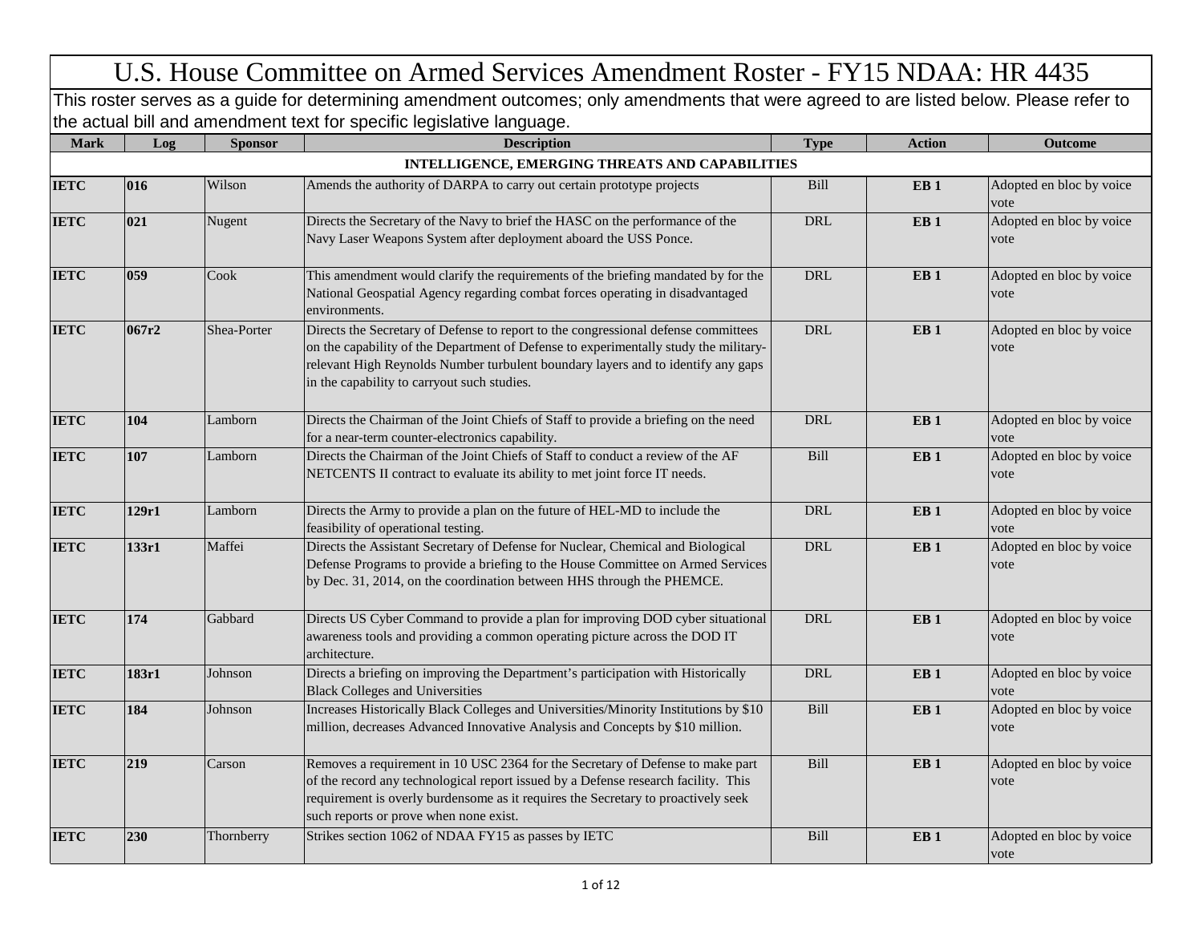# U.S. House Committee on Armed Services Amendment Roster - FY15 NDAA: HR 4435

This roster serves as a guide for determining amendment outcomes; only amendments that were agreed to are listed below. Please refer to the actual bill and amendment text for specific legislative language.

| Mark | Log | Sponsor | Description | Type | Action | Outcome |
|---|---|---|---|---|---|---|
| **INTELLIGENCE, EMERGING THREATS AND CAPABILITIES** | | | | | | |
| **IETC** | **016** | Wilson | Amends the authority of DARPA to carry out certain prototype projects | Bill | **EB 1** | Adopted en bloc by voice vote |
| **IETC** | **021** | Nugent | Directs the Secretary of the Navy to brief the HASC on the performance of the Navy Laser Weapons System after deployment aboard the USS Ponce. | DRL | **EB 1** | Adopted en bloc by voice vote |
| **IETC** | **059** | Cook | This amendment would clarify the requirements of the briefing mandated by for the National Geospatial Agency regarding combat forces operating in disadvantaged environments. | DRL | **EB 1** | Adopted en bloc by voice vote |
| **IETC** | **067r2** | Shea-Porter | Directs the Secretary of Defense to report to the congressional defense committees on the capability of the Department of Defense to experimentally study the military-relevant High Reynolds Number turbulent boundary layers and to identify any gaps in the capability to carryout such studies. | DRL | **EB 1** | Adopted en bloc by voice vote |
| **IETC** | **104** | Lamborn | Directs the Chairman of the Joint Chiefs of Staff to provide a briefing on the need for a near-term counter-electronics capability. | DRL | **EB 1** | Adopted en bloc by voice vote |
| **IETC** | **107** | Lamborn | Directs the Chairman of the Joint Chiefs of Staff to conduct a review of the AF NETCENTS II contract to evaluate its ability to met joint force IT needs. | Bill | **EB 1** | Adopted en bloc by voice vote |
| **IETC** | **129r1** | Lamborn | Directs the Army to provide a plan on the future of HEL-MD to include the feasibility of operational testing. | DRL | **EB 1** | Adopted en bloc by voice vote |
| **IETC** | **133r1** | Maffei | Directs the Assistant Secretary of Defense for Nuclear, Chemical and Biological Defense Programs to provide a briefing to the House Committee on Armed Services by Dec. 31, 2014, on the coordination between HHS through the PHEMCE. | DRL | **EB 1** | Adopted en bloc by voice vote |
| **IETC** | **174** | Gabbard | Directs US Cyber Command to provide a plan for improving DOD cyber situational awareness tools and providing a common operating picture across the DOD IT architecture. | DRL | **EB 1** | Adopted en bloc by voice vote |
| **IETC** | **183r1** | Johnson | Directs a briefing on improving the Department's participation with Historically Black Colleges and Universities | DRL | **EB 1** | Adopted en bloc by voice vote |
| **IETC** | **184** | Johnson | Increases Historically Black Colleges and Universities/Minority Institutions by $10 million, decreases Advanced Innovative Analysis and Concepts by $10 million. | Bill | **EB 1** | Adopted en bloc by voice vote |
| **IETC** | **219** | Carson | Removes a requirement in 10 USC 2364 for the Secretary of Defense to make part of the record any technological report issued by a Defense research facility. This requirement is overly burdensome as it requires the Secretary to proactively seek such reports or prove when none exist. | Bill | **EB 1** | Adopted en bloc by voice vote |
| **IETC** | **230** | Thornberry | Strikes section 1062 of NDAA FY15 as passes by IETC | Bill | **EB 1** | Adopted en bloc by voice vote |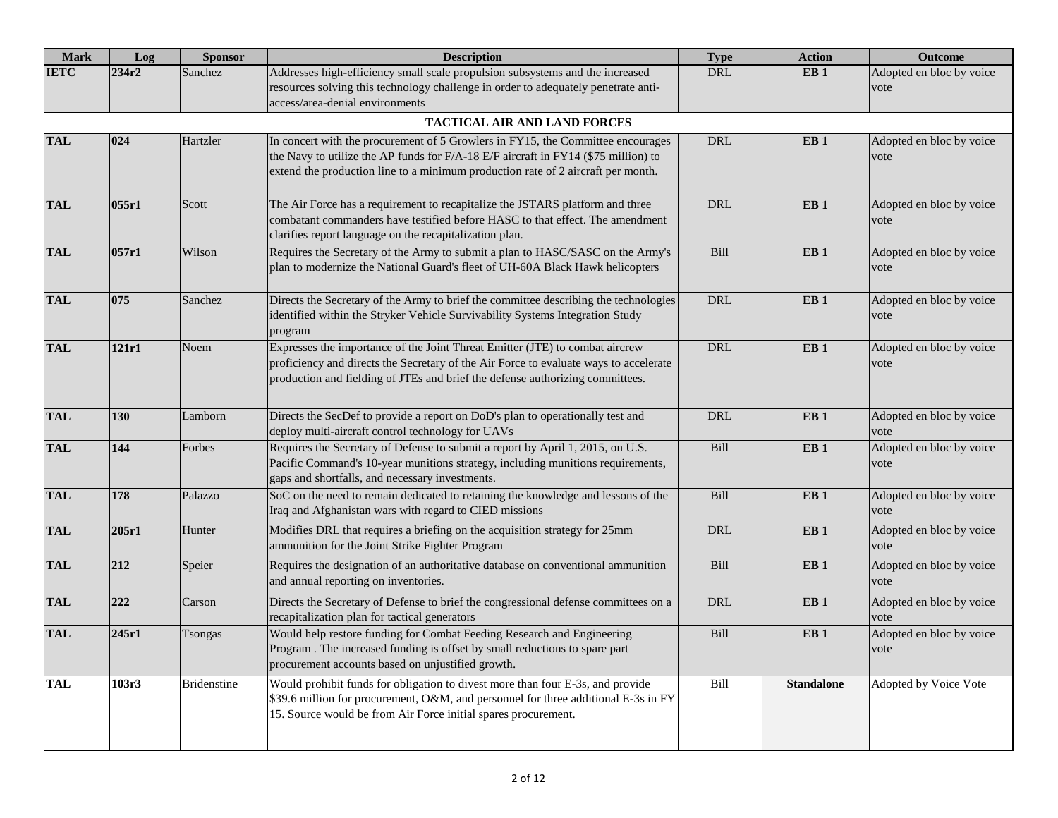| Mark | Log | Sponsor | Description | Type | Action | Outcome |
|---|---|---|---|---|---|---|
| **IETC** | **234r2** | Sanchez | Addresses high-efficiency small scale propulsion subsystems and the increased resources solving this technology challenge in order to adequately penetrate anti-access/area-denial environments | DRL | **EB 1** | Adopted en bloc by voice vote |
| | | | **TACTICAL AIR AND LAND FORCES** | | | |
| **TAL** | **024** | Hartzler | In concert with the procurement of 5 Growlers in FY15, the Committee encourages the Navy to utilize the AP funds for F/A-18 E/F aircraft in FY14 ($75 million) to extend the production line to a minimum production rate of 2 aircraft per month. | DRL | **EB 1** | Adopted en bloc by voice vote |
| **TAL** | **055r1** | Scott | The Air Force has a requirement to recapitalize the JSTARS platform and three combatant commanders have testified before HASC to that effect. The amendment clarifies report language on the recapitalization plan. | DRL | **EB 1** | Adopted en bloc by voice vote |
| **TAL** | **057r1** | Wilson | Requires the Secretary of the Army to submit a plan to HASC/SASC on the Army's plan to modernize the National Guard's fleet of UH-60A Black Hawk helicopters | Bill | **EB 1** | Adopted en bloc by voice vote |
| **TAL** | **075** | Sanchez | Directs the Secretary of the Army to brief the committee describing the technologies identified within the Stryker Vehicle Survivability Systems Integration Study program | DRL | **EB 1** | Adopted en bloc by voice vote |
| **TAL** | **121r1** | Noem | Expresses the importance of the Joint Threat Emitter (JTE) to combat aircrew proficiency and directs the Secretary of the Air Force to evaluate ways to accelerate production and fielding of JTEs and brief the defense authorizing committees. | DRL | **EB 1** | Adopted en bloc by voice vote |
| **TAL** | **130** | Lamborn | Directs the SecDef to provide a report on DoD's plan to operationally test and deploy multi-aircraft control technology for UAVs | DRL | **EB 1** | Adopted en bloc by voice vote |
| **TAL** | **144** | Forbes | Requires the Secretary of Defense to submit a report by April 1, 2015, on U.S. Pacific Command's 10-year munitions strategy, including munitions requirements, gaps and shortfalls, and necessary investments. | Bill | **EB 1** | Adopted en bloc by voice vote |
| **TAL** | **178** | Palazzo | SoC on the need to remain dedicated to retaining the knowledge and lessons of the Iraq and Afghanistan wars with regard to CIED missions | Bill | **EB 1** | Adopted en bloc by voice vote |
| **TAL** | **205r1** | Hunter | Modifies DRL that requires a briefing on the acquisition strategy for 25mm ammunition for the Joint Strike Fighter Program | DRL | **EB 1** | Adopted en bloc by voice vote |
| **TAL** | **212** | Speier | Requires the designation of an authoritative database on conventional ammunition and annual reporting on inventories. | Bill | **EB 1** | Adopted en bloc by voice vote |
| **TAL** | **222** | Carson | Directs the Secretary of Defense to brief the congressional defense committees on a recapitalization plan for tactical generators | DRL | **EB 1** | Adopted en bloc by voice vote |
| **TAL** | **245r1** | Tsongas | Would help restore funding for Combat Feeding Research and Engineering Program . The increased funding is offset by small reductions to spare part procurement accounts based on unjustified growth. | Bill | **EB 1** | Adopted en bloc by voice vote |
| **TAL** | **103r3** | Bridenstine | Would prohibit funds for obligation to divest more than four E-3s, and provide $39.6 million for procurement, O&M, and personnel for three additional E-3s in FY 15. Source would be from Air Force initial spares procurement. | Bill | **Standalone** | Adopted by Voice Vote |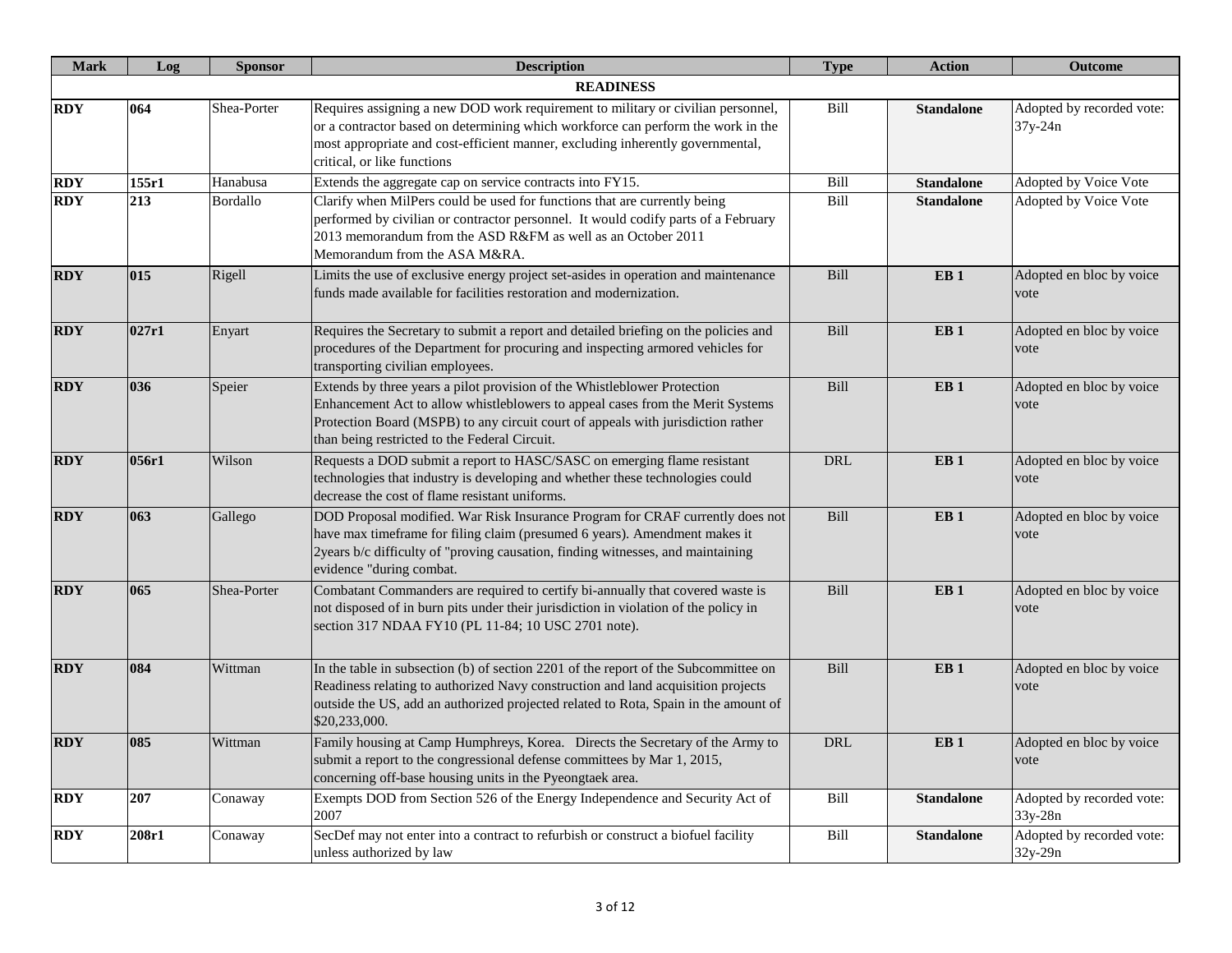| Mark | Log | Sponsor | Description | Type | Action | Outcome |
|---|---|---|---|---|---|---|
| | | | **READINESS** | | | |
| **RDY** | **064** | Shea-Porter | Requires assigning a new DOD work requirement to military or civilian personnel, or a contractor based on determining which workforce can perform the work in the most appropriate and cost-efficient manner, excluding inherently governmental, critical, or like functions | Bill | **Standalone** | Adopted by recorded vote: 37y-24n |
| **RDY** | **155r1** | Hanabusa | Extends the aggregate cap on service contracts into FY15. | Bill | **Standalone** | Adopted by Voice Vote |
| **RDY** | **213** | Bordallo | Clarify when MilPers could be used for functions that are currently being performed by civilian or contractor personnel. It would codify parts of a February 2013 memorandum from the ASD R&FM as well as an October 2011 Memorandum from the ASA M&RA. | Bill | **Standalone** | Adopted by Voice Vote |
| **RDY** | **015** | Rigell | Limits the use of exclusive energy project set-asides in operation and maintenance funds made available for facilities restoration and modernization. | Bill | **EB 1** | Adopted en bloc by voice vote |
| **RDY** | **027r1** | Enyart | Requires the Secretary to submit a report and detailed briefing on the policies and procedures of the Department for procuring and inspecting armored vehicles for transporting civilian employees. | Bill | **EB 1** | Adopted en bloc by voice vote |
| **RDY** | **036** | Speier | Extends by three years a pilot provision of the Whistleblower Protection Enhancement Act to allow whistleblowers to appeal cases from the Merit Systems Protection Board (MSPB) to any circuit court of appeals with jurisdiction rather than being restricted to the Federal Circuit. | Bill | **EB 1** | Adopted en bloc by voice vote |
| **RDY** | **056r1** | Wilson | Requests a DOD submit a report to HASC/SASC on emerging flame resistant technologies that industry is developing and whether these technologies could decrease the cost of flame resistant uniforms. | DRL | **EB 1** | Adopted en bloc by voice vote |
| **RDY** | **063** | Gallego | DOD Proposal modified. War Risk Insurance Program for CRAF currently does not have max timeframe for filing claim (presumed 6 years). Amendment makes it 2years b/c difficulty of "proving causation, finding witnesses, and maintaining evidence "during combat. | Bill | **EB 1** | Adopted en bloc by voice vote |
| **RDY** | **065** | Shea-Porter | Combatant Commanders are required to certify bi-annually that covered waste is not disposed of in burn pits under their jurisdiction in violation of the policy in section 317 NDAA FY10 (PL 11-84; 10 USC 2701 note). | Bill | **EB 1** | Adopted en bloc by voice vote |
| **RDY** | **084** | Wittman | In the table in subsection (b) of section 2201 of the report of the Subcommittee on Readiness relating to authorized Navy construction and land acquisition projects outside the US, add an authorized projected related to Rota, Spain in the amount of $20,233,000. | Bill | **EB 1** | Adopted en bloc by voice vote |
| **RDY** | **085** | Wittman | Family housing at Camp Humphreys, Korea. Directs the Secretary of the Army to submit a report to the congressional defense committees by Mar 1, 2015, concerning off-base housing units in the Pyeongtaek area. | DRL | **EB 1** | Adopted en bloc by voice vote |
| **RDY** | **207** | Conaway | Exempts DOD from Section 526 of the Energy Independence and Security Act of 2007 | Bill | **Standalone** | Adopted by recorded vote: 33y-28n |
| **RDY** | **208r1** | Conaway | SecDef may not enter into a contract to refurbish or construct a biofuel facility unless authorized by law | Bill | **Standalone** | Adopted by recorded vote: 32y-29n |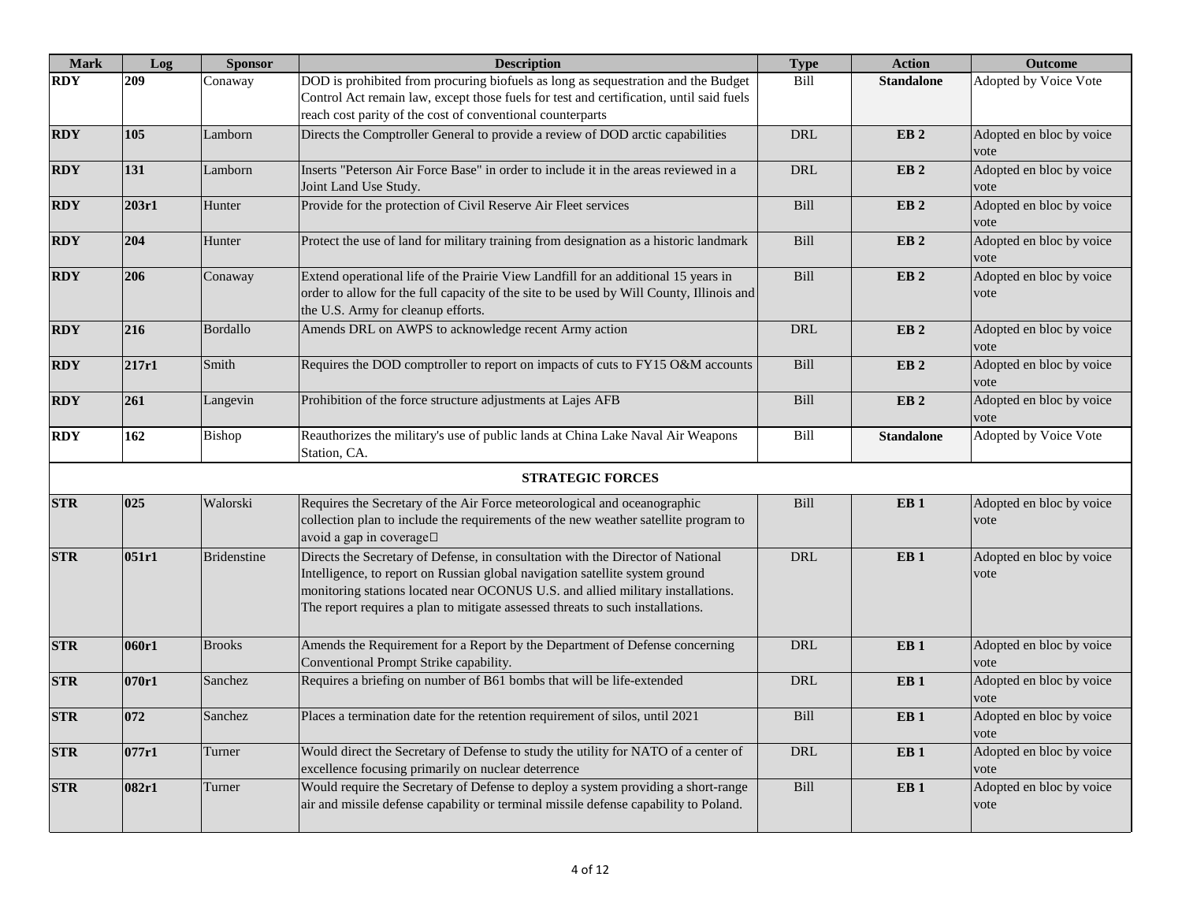| Mark | Log | Sponsor | Description | Type | Action | Outcome |
|---|---|---|---|---|---|---|
| **RDY** | **209** | Conaway | DOD is prohibited from procuring biofuels as long as sequestration and the Budget Control Act remain law, except those fuels for test and certification, until said fuels reach cost parity of the cost of conventional counterparts | Bill | **Standalone** | Adopted by Voice Vote |
| **RDY** | **105** | Lamborn | Directs the Comptroller General to provide a review of DOD arctic capabilities | DRL | **EB 2** | Adopted en bloc by voice vote |
| **RDY** | **131** | Lamborn | Inserts "Peterson Air Force Base" in order to include it in the areas reviewed in a Joint Land Use Study. | DRL | **EB 2** | Adopted en bloc by voice vote |
| **RDY** | **203r1** | Hunter | Provide for the protection of Civil Reserve Air Fleet services | Bill | **EB 2** | Adopted en bloc by voice vote |
| **RDY** | **204** | Hunter | Protect the use of land for military training from designation as a historic landmark | Bill | **EB 2** | Adopted en bloc by voice vote |
| **RDY** | **206** | Conaway | Extend operational life of the Prairie View Landfill for an additional 15 years in order to allow for the full capacity of the site to be used by Will County, Illinois and the U.S. Army for cleanup efforts. | Bill | **EB 2** | Adopted en bloc by voice vote |
| **RDY** | **216** | Bordallo | Amends DRL on AWPS to acknowledge recent Army action | DRL | **EB 2** | Adopted en bloc by voice vote |
| **RDY** | **217r1** | Smith | Requires the DOD comptroller to report on impacts of cuts to FY15 O&M accounts | Bill | **EB 2** | Adopted en bloc by voice vote |
| **RDY** | **261** | Langevin | Prohibition of the force structure adjustments at Lajes AFB | Bill | **EB 2** | Adopted en bloc by voice vote |
| **RDY** | **162** | Bishop | Reauthorizes the military's use of public lands at China Lake Naval Air Weapons Station, CA. | Bill | **Standalone** | Adopted by Voice Vote |
| | | | **STRATEGIC FORCES** | | | |
| **STR** | **025** | Walorski | Requires the Secretary of the Air Force meteorological and oceanographic collection plan to include the requirements of the new weather satellite program to avoid a gap in coverage | Bill | **EB 1** | Adopted en bloc by voice vote |
| **STR** | **051r1** | Bridenstine | Directs the Secretary of Defense, in consultation with the Director of National Intelligence, to report on Russian global navigation satellite system ground monitoring stations located near OCONUS U.S. and allied military installations. The report requires a plan to mitigate assessed threats to such installations. | DRL | **EB 1** | Adopted en bloc by voice vote |
| **STR** | **060r1** | Brooks | Amends the Requirement for a Report by the Department of Defense concerning Conventional Prompt Strike capability. | DRL | **EB 1** | Adopted en bloc by voice vote |
| **STR** | **070r1** | Sanchez | Requires a briefing on number of B61 bombs that will be life-extended | DRL | **EB 1** | Adopted en bloc by voice vote |
| **STR** | **072** | Sanchez | Places a termination date for the retention requirement of silos, until 2021 | Bill | **EB 1** | Adopted en bloc by voice vote |
| **STR** | **077r1** | Turner | Would direct the Secretary of Defense to study the utility for NATO of a center of excellence focusing primarily on nuclear deterrence | DRL | **EB 1** | Adopted en bloc by voice vote |
| **STR** | **082r1** | Turner | Would require the Secretary of Defense to deploy a system providing a short-range air and missile defense capability or terminal missile defense capability to Poland. | Bill | **EB 1** | Adopted en bloc by voice vote |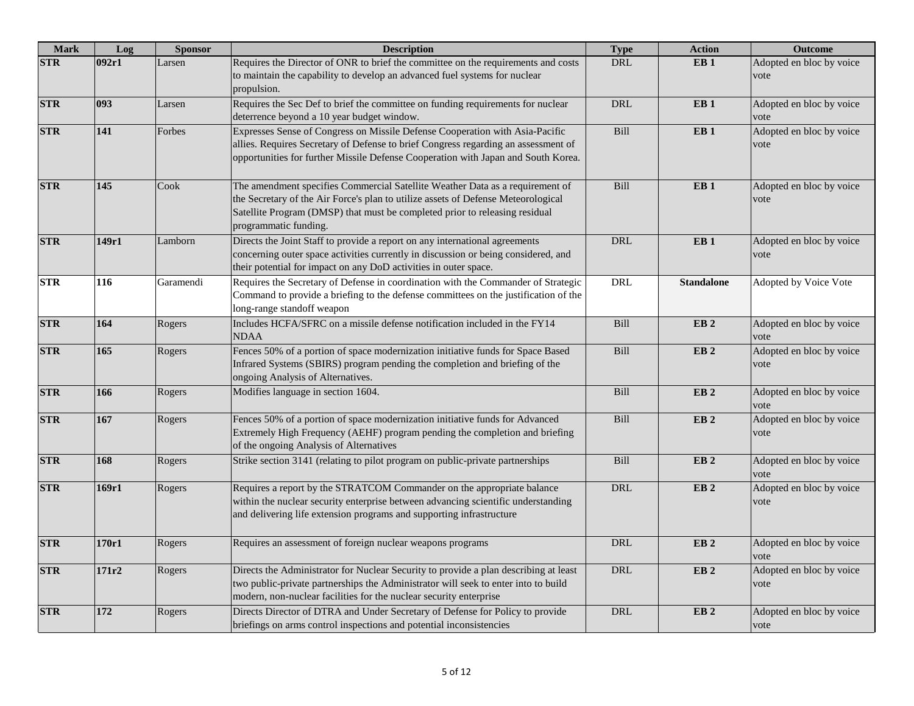| Mark | Log | Sponsor | Description | Type | Action | Outcome |
|---|---|---|---|---|---|---|
| **STR** | **092r1** | Larsen | Requires the Director of ONR to brief the committee on the requirements and costs to maintain the capability to develop an advanced fuel systems for nuclear propulsion. | DRL | **EB 1** | Adopted en bloc by voice vote |
| **STR** | **093** | Larsen | Requires the Sec Def to brief the committee on funding requirements for nuclear deterrence beyond a 10 year budget window. | DRL | **EB 1** | Adopted en bloc by voice vote |
| **STR** | **141** | Forbes | Expresses Sense of Congress on Missile Defense Cooperation with Asia-Pacific allies. Requires Secretary of Defense to brief Congress regarding an assessment of opportunities for further Missile Defense Cooperation with Japan and South Korea. | Bill | **EB 1** | Adopted en bloc by voice vote |
| **STR** | **145** | Cook | The amendment specifies Commercial Satellite Weather Data as a requirement of the Secretary of the Air Force's plan to utilize assets of Defense Meteorological Satellite Program (DMSP) that must be completed prior to releasing residual programmatic funding. | Bill | **EB 1** | Adopted en bloc by voice vote |
| **STR** | **149r1** | Lamborn | Directs the Joint Staff to provide a report on any international agreements concerning outer space activities currently in discussion or being considered, and their potential for impact on any DoD activities in outer space. | DRL | **EB 1** | Adopted en bloc by voice vote |
| **STR** | **116** | Garamendi | Requires the Secretary of Defense in coordination with the Commander of Strategic Command to provide a briefing to the defense committees on the justification of the long-range standoff weapon | DRL | **Standalone** | Adopted by Voice Vote |
| **STR** | **164** | Rogers | Includes HCFA/SFRC on a missile defense notification included in the FY14 NDAA | Bill | **EB 2** | Adopted en bloc by voice vote |
| **STR** | **165** | Rogers | Fences 50% of a portion of space modernization initiative funds for Space Based Infrared Systems (SBIRS) program pending the completion and briefing of the ongoing Analysis of Alternatives. | Bill | **EB 2** | Adopted en bloc by voice vote |
| **STR** | **166** | Rogers | Modifies language in section 1604. | Bill | **EB 2** | Adopted en bloc by voice vote |
| **STR** | **167** | Rogers | Fences 50% of a portion of space modernization initiative funds for Advanced Extremely High Frequency (AEHF) program pending the completion and briefing of the ongoing Analysis of Alternatives | Bill | **EB 2** | Adopted en bloc by voice vote |
| **STR** | **168** | Rogers | Strike section 3141 (relating to pilot program on public-private partnerships | Bill | **EB 2** | Adopted en bloc by voice vote |
| **STR** | **169r1** | Rogers | Requires a report by the STRATCOM Commander on the appropriate balance within the nuclear security enterprise between advancing scientific understanding and delivering life extension programs and supporting infrastructure | DRL | **EB 2** | Adopted en bloc by voice vote |
| **STR** | **170r1** | Rogers | Requires an assessment of foreign nuclear weapons programs | DRL | **EB 2** | Adopted en bloc by voice vote |
| **STR** | **171r2** | Rogers | Directs the Administrator for Nuclear Security to provide a plan describing at least two public-private partnerships the Administrator will seek to enter into to build modern, non-nuclear facilities for the nuclear security enterprise | DRL | **EB 2** | Adopted en bloc by voice vote |
| **STR** | **172** | Rogers | Directs Director of DTRA and Under Secretary of Defense for Policy to provide briefings on arms control inspections and potential inconsistencies | DRL | **EB 2** | Adopted en bloc by voice vote |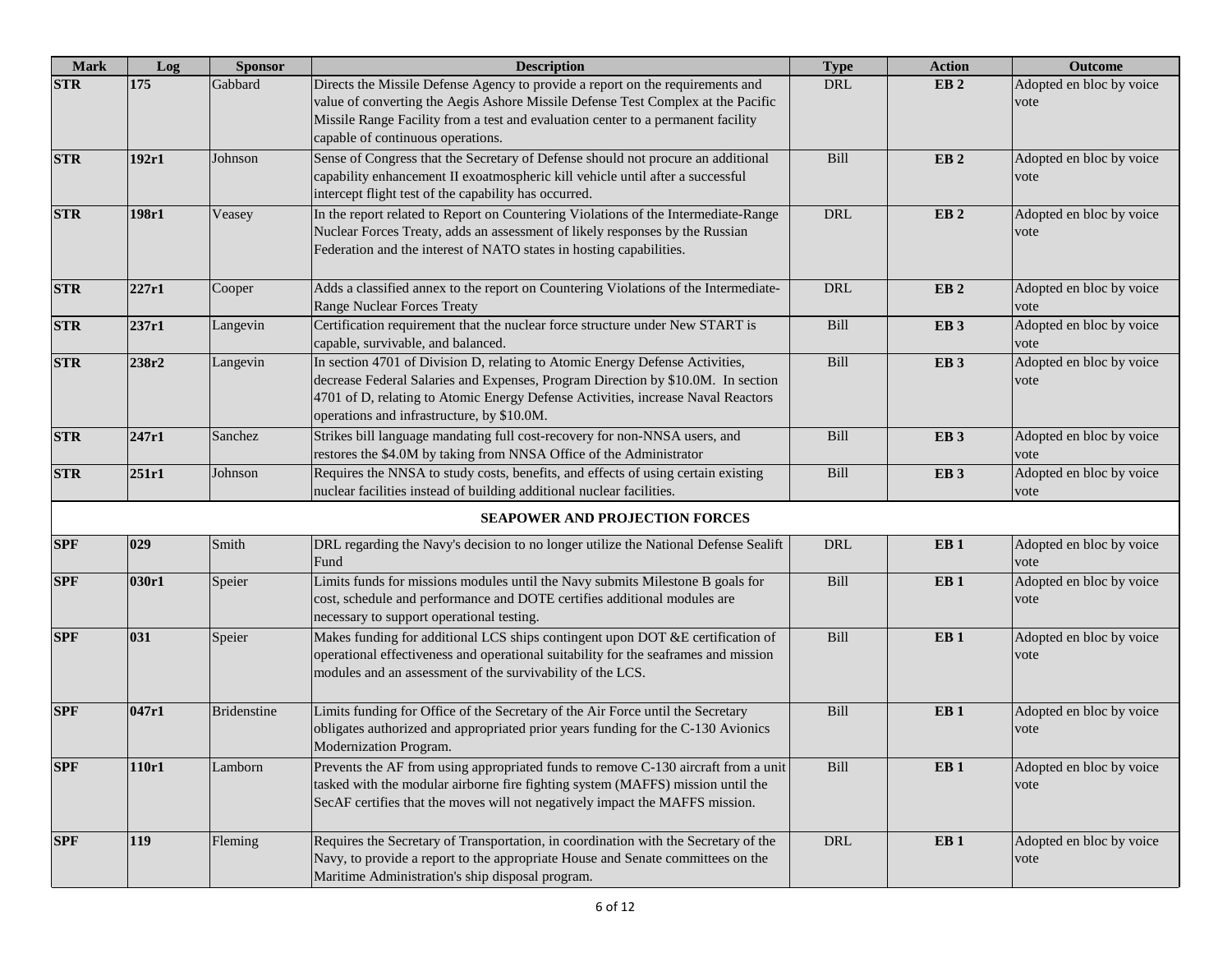| Mark | Log | Sponsor | Description | Type | Action | Outcome |
|---|---|---|---|---|---|---|
| **STR** | **175** | Gabbard | Directs the Missile Defense Agency to provide a report on the requirements and value of converting the Aegis Ashore Missile Defense Test Complex at the Pacific Missile Range Facility from a test and evaluation center to a permanent facility capable of continuous operations. | DRL | **EB 2** | Adopted en bloc by voice vote |
| **STR** | **192r1** | Johnson | Sense of Congress that the Secretary of Defense should not procure an additional capability enhancement II exoatmospheric kill vehicle until after a successful intercept flight test of the capability has occurred. | Bill | **EB 2** | Adopted en bloc by voice vote |
| **STR** | **198r1** | Veasey | In the report related to Report on Countering Violations of the Intermediate-Range Nuclear Forces Treaty, adds an assessment of likely responses by the Russian Federation and the interest of NATO states in hosting capabilities. | DRL | **EB 2** | Adopted en bloc by voice vote |
| **STR** | **227r1** | Cooper | Adds a classified annex to the report on Countering Violations of the Intermediate-Range Nuclear Forces Treaty | DRL | **EB 2** | Adopted en bloc by voice vote |
| **STR** | **237r1** | Langevin | Certification requirement that the nuclear force structure under New START is capable, survivable, and balanced. | Bill | **EB 3** | Adopted en bloc by voice vote |
| **STR** | **238r2** | Langevin | In section 4701 of Division D, relating to Atomic Energy Defense Activities, decrease Federal Salaries and Expenses, Program Direction by $10.0M. In section 4701 of D, relating to Atomic Energy Defense Activities, increase Naval Reactors operations and infrastructure, by $10.0M. | Bill | **EB 3** | Adopted en bloc by voice vote |
| **STR** | **247r1** | Sanchez | Strikes bill language mandating full cost-recovery for non-NNSA users, and restores the $4.0M by taking from NNSA Office of the Administrator | Bill | **EB 3** | Adopted en bloc by voice vote |
| **STR** | **251r1** | Johnson | Requires the NNSA to study costs, benefits, and effects of using certain existing nuclear facilities instead of building additional nuclear facilities. | Bill | **EB 3** | Adopted en bloc by voice vote |
| | | | **SEAPOWER AND PROJECTION FORCES** | | | |
| **SPF** | **029** | Smith | DRL regarding the Navy's decision to no longer utilize the National Defense Sealift Fund | DRL | **EB 1** | Adopted en bloc by voice vote |
| **SPF** | **030r1** | Speier | Limits funds for missions modules until the Navy submits Milestone B goals for cost, schedule and performance and DOTE certifies additional modules are necessary to support operational testing. | Bill | **EB 1** | Adopted en bloc by voice vote |
| **SPF** | **031** | Speier | Makes funding for additional LCS ships contingent upon DOT &E certification of operational effectiveness and operational suitability for the seaframes and mission modules and an assessment of the survivability of the LCS. | Bill | **EB 1** | Adopted en bloc by voice vote |
| **SPF** | **047r1** | Bridenstine | Limits funding for Office of the Secretary of the Air Force until the Secretary obligates authorized and appropriated prior years funding for the C-130 Avionics Modernization Program. | Bill | **EB 1** | Adopted en bloc by voice vote |
| **SPF** | **110r1** | Lamborn | Prevents the AF from using appropriated funds to remove C-130 aircraft from a unit tasked with the modular airborne fire fighting system (MAFFS) mission until the SecAF certifies that the moves will not negatively impact the MAFFS mission. | Bill | **EB 1** | Adopted en bloc by voice vote |
| **SPF** | **119** | Fleming | Requires the Secretary of Transportation, in coordination with the Secretary of the Navy, to provide a report to the appropriate House and Senate committees on the Maritime Administration's ship disposal program. | DRL | **EB 1** | Adopted en bloc by voice vote |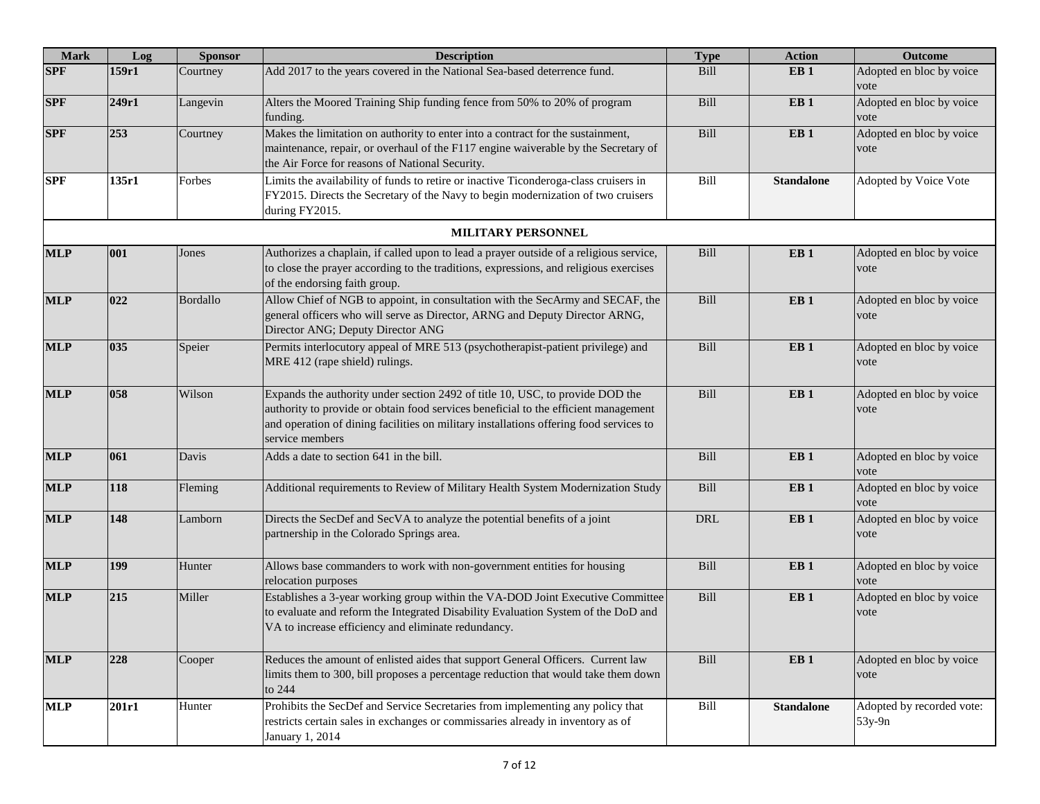| Mark | Log | Sponsor | Description | Type | Action | Outcome |
|---|---|---|---|---|---|---|
| SPF | 159r1 | Courtney | Add 2017 to the years covered in the National Sea-based deterrence fund. | Bill | EB 1 | Adopted en bloc by voice vote |
| SPF | 249r1 | Langevin | Alters the Moored Training Ship funding fence from 50% to 20% of program funding. | Bill | EB 1 | Adopted en bloc by voice vote |
| SPF | 253 | Courtney | Makes the limitation on authority to enter into a contract for the sustainment, maintenance, repair, or overhaul of the F117 engine waiverable by the Secretary of the Air Force for reasons of National Security. | Bill | EB 1 | Adopted en bloc by voice vote |
| SPF | 135r1 | Forbes | Limits the availability of funds to retire or inactive Ticonderoga-class cruisers in FY2015. Directs the Secretary of the Navy to begin modernization of two cruisers during FY2015. | Bill | Standalone | Adopted by Voice Vote |
| | | | **MILITARY PERSONNEL** | | | |
| MLP | 001 | Jones | Authorizes a chaplain, if called upon to lead a prayer outside of a religious service, to close the prayer according to the traditions, expressions, and religious exercises of the endorsing faith group. | Bill | EB 1 | Adopted en bloc by voice vote |
| MLP | 022 | Bordallo | Allow Chief of NGB to appoint, in consultation with the SecArmy and SECAF, the general officers who will serve as Director, ARNG and Deputy Director ARNG, Director ANG; Deputy Director ANG | Bill | EB 1 | Adopted en bloc by voice vote |
| MLP | 035 | Speier | Permits interlocutory appeal of MRE 513 (psychotherapist-patient privilege) and MRE 412 (rape shield) rulings. | Bill | EB 1 | Adopted en bloc by voice vote |
| MLP | 058 | Wilson | Expands the authority under section 2492 of title 10, USC, to provide DOD the authority to provide or obtain food services beneficial to the efficient management and operation of dining facilities on military installations offering food services to service members | Bill | EB 1 | Adopted en bloc by voice vote |
| MLP | 061 | Davis | Adds a date to section 641 in the bill. | Bill | EB 1 | Adopted en bloc by voice vote |
| MLP | 118 | Fleming | Additional requirements to Review of Military Health System Modernization Study | Bill | EB 1 | Adopted en bloc by voice vote |
| MLP | 148 | Lamborn | Directs the SecDef and SecVA to analyze the potential benefits of a joint partnership in the Colorado Springs area. | DRL | EB 1 | Adopted en bloc by voice vote |
| MLP | 199 | Hunter | Allows base commanders to work with non-government entities for housing relocation purposes | Bill | EB 1 | Adopted en bloc by voice vote |
| MLP | 215 | Miller | Establishes a 3-year working group within the VA-DOD Joint Executive Committee to evaluate and reform the Integrated Disability Evaluation System of the DoD and VA to increase efficiency and eliminate redundancy. | Bill | EB 1 | Adopted en bloc by voice vote |
| MLP | 228 | Cooper | Reduces the amount of enlisted aides that support General Officers. Current law limits them to 300, bill proposes a percentage reduction that would take them down to 244 | Bill | EB 1 | Adopted en bloc by voice vote |
| MLP | 201r1 | Hunter | Prohibits the SecDef and Service Secretaries from implementing any policy that restricts certain sales in exchanges or commissaries already in inventory as of January 1, 2014 | Bill | Standalone | Adopted by recorded vote: 53y-9n |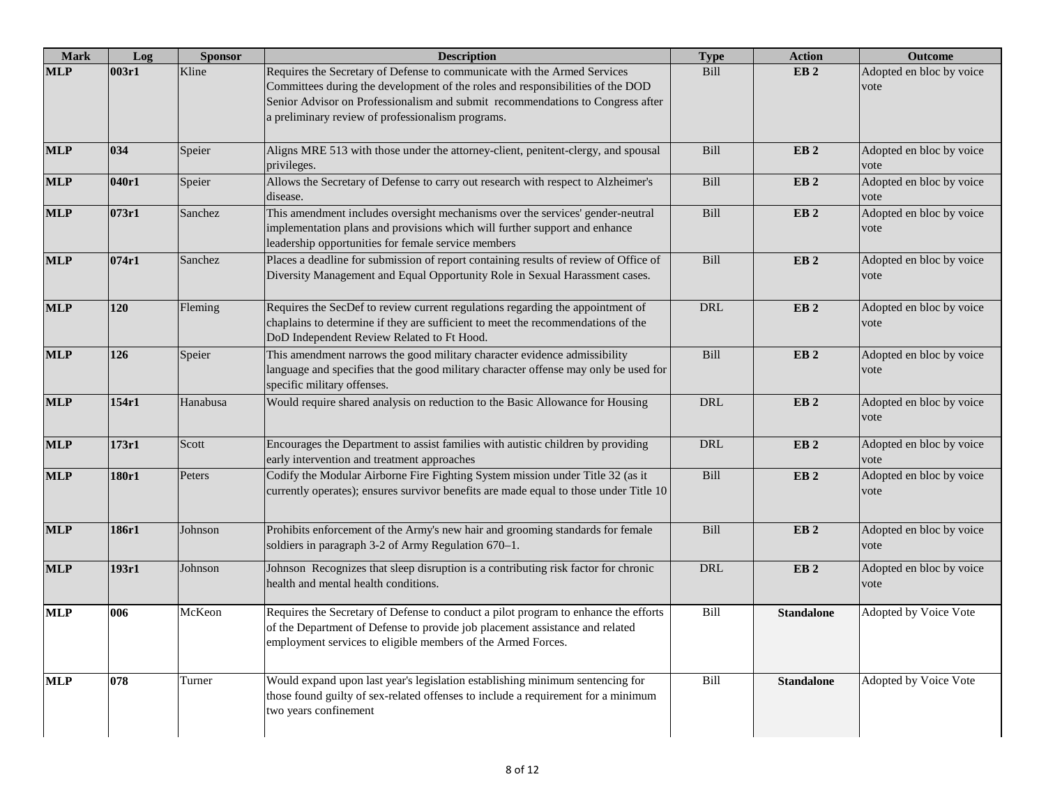| Mark | Log | Sponsor | Description | Type | Action | Outcome |
|---|---|---|---|---|---|---|
| **MLP** | **003r1** | Kline | Requires the Secretary of Defense to communicate with the Armed Services Committees during the development of the roles and responsibilities of the DOD Senior Advisor on Professionalism and submit recommendations to Congress after a preliminary review of professionalism programs. | Bill | **EB 2** | Adopted en bloc by voice vote |
| **MLP** | **034** | Speier | Aligns MRE 513 with those under the attorney-client, penitent-clergy, and spousal privileges. | Bill | **EB 2** | Adopted en bloc by voice vote |
| **MLP** | **040r1** | Speier | Allows the Secretary of Defense to carry out research with respect to Alzheimer's disease. | Bill | **EB 2** | Adopted en bloc by voice vote |
| **MLP** | **073r1** | Sanchez | This amendment includes oversight mechanisms over the services' gender-neutral implementation plans and provisions which will further support and enhance leadership opportunities for female service members | Bill | **EB 2** | Adopted en bloc by voice vote |
| **MLP** | **074r1** | Sanchez | Places a deadline for submission of report containing results of review of Office of Diversity Management and Equal Opportunity Role in Sexual Harassment cases. | Bill | **EB 2** | Adopted en bloc by voice vote |
| **MLP** | **120** | Fleming | Requires the SecDef to review current regulations regarding the appointment of chaplains to determine if they are sufficient to meet the recommendations of the DoD Independent Review Related to Ft Hood. | DRL | **EB 2** | Adopted en bloc by voice vote |
| **MLP** | **126** | Speier | This amendment narrows the good military character evidence admissibility language and specifies that the good military character offense may only be used for specific military offenses. | Bill | **EB 2** | Adopted en bloc by voice vote |
| **MLP** | **154r1** | Hanabusa | Would require shared analysis on reduction to the Basic Allowance for Housing | DRL | **EB 2** | Adopted en bloc by voice vote |
| **MLP** | **173r1** | Scott | Encourages the Department to assist families with autistic children by providing early intervention and treatment approaches | DRL | **EB 2** | Adopted en bloc by voice vote |
| **MLP** | **180r1** | Peters | Codify the Modular Airborne Fire Fighting System mission under Title 32 (as it currently operates); ensures survivor benefits are made equal to those under Title 10 | Bill | **EB 2** | Adopted en bloc by voice vote |
| **MLP** | **186r1** | Johnson | Prohibits enforcement of the Army's new hair and grooming standards for female soldiers in paragraph 3-2 of Army Regulation 670–1. | Bill | **EB 2** | Adopted en bloc by voice vote |
| **MLP** | **193r1** | Johnson | Johnson Recognizes that sleep disruption is a contributing risk factor for chronic health and mental health conditions. | DRL | **EB 2** | Adopted en bloc by voice vote |
| **MLP** | **006** | McKeon | Requires the Secretary of Defense to conduct a pilot program to enhance the efforts of the Department of Defense to provide job placement assistance and related employment services to eligible members of the Armed Forces. | Bill | **Standalone** | Adopted by Voice Vote |
| **MLP** | **078** | Turner | Would expand upon last year's legislation establishing minimum sentencing for those found guilty of sex-related offenses to include a requirement for a minimum two years confinement | Bill | **Standalone** | Adopted by Voice Vote |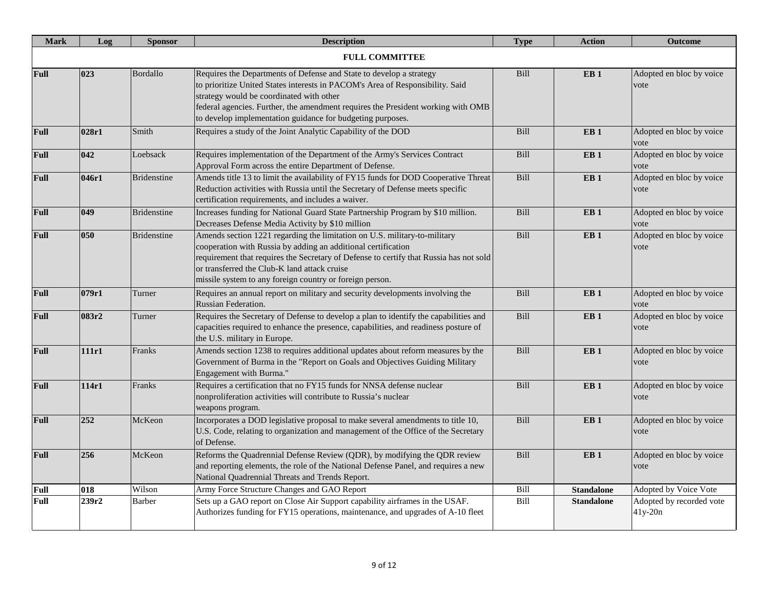| Mark | Log | Sponsor | Description | Type | Action | Outcome |
|---|---|---|---|---|---|---|
| **FULL COMMITTEE** | | | | | | |
| **Full** | **023** | Bordallo | Requires the Departments of Defense and State to develop a strategy to prioritize United States interests in PACOM's Area of Responsibility. Said strategy would be coordinated with other federal agencies. Further, the amendment requires the President working with OMB to develop implementation guidance for budgeting purposes. | Bill | **EB 1** | Adopted en bloc by voice vote |
| **Full** | **028r1** | Smith | Requires a study of the Joint Analytic Capability of the DOD | Bill | **EB 1** | Adopted en bloc by voice vote |
| **Full** | **042** | Loebsack | Requires implementation of the Department of the Army's Services Contract Approval Form across the entire Department of Defense. | Bill | **EB 1** | Adopted en bloc by voice vote |
| **Full** | **046r1** | Bridenstine | Amends title 13 to limit the availability of FY15 funds for DOD Cooperative Threat Reduction activities with Russia until the Secretary of Defense meets specific certification requirements, and includes a waiver. | Bill | **EB 1** | Adopted en bloc by voice vote |
| **Full** | **049** | Bridenstine | Increases funding for National Guard State Partnership Program by $10 million. Decreases Defense Media Activity by $10 million | Bill | **EB 1** | Adopted en bloc by voice vote |
| **Full** | **050** | Bridenstine | Amends section 1221 regarding the limitation on U.S. military-to-military cooperation with Russia by adding an additional certification requirement that requires the Secretary of Defense to certify that Russia has not sold or transferred the Club-K land attack cruise missile system to any foreign country or foreign person. | Bill | **EB 1** | Adopted en bloc by voice vote |
| **Full** | **079r1** | Turner | Requires an annual report on military and security developments involving the Russian Federation. | Bill | **EB 1** | Adopted en bloc by voice vote |
| **Full** | **083r2** | Turner | Requires the Secretary of Defense to develop a plan to identify the capabilities and capacities required to enhance the presence, capabilities, and readiness posture of the U.S. military in Europe. | Bill | **EB 1** | Adopted en bloc by voice vote |
| **Full** | **111r1** | Franks | Amends section 1238 to requires additional updates about reform measures by the Government of Burma in the "Report on Goals and Objectives Guiding Military Engagement with Burma." | Bill | **EB 1** | Adopted en bloc by voice vote |
| **Full** | **114r1** | Franks | Requires a certification that no FY15 funds for NNSA defense nuclear nonproliferation activities will contribute to Russia's nuclear weapons program. | Bill | **EB 1** | Adopted en bloc by voice vote |
| **Full** | **252** | McKeon | Incorporates a DOD legislative proposal to make several amendments to title 10, U.S. Code, relating to organization and management of the Office of the Secretary of Defense. | Bill | **EB 1** | Adopted en bloc by voice vote |
| **Full** | **256** | McKeon | Reforms the Quadrennial Defense Review (QDR), by modifying the QDR review and reporting elements, the role of the National Defense Panel, and requires a new National Quadrennial Threats and Trends Report. | Bill | **EB 1** | Adopted en bloc by voice vote |
| **Full** | **018** | Wilson | Army Force Structure Changes and GAO Report | Bill | **Standalone** | Adopted by Voice Vote |
| **Full** | **239r2** | Barber | Sets up a GAO report on Close Air Support capability airframes in the USAF. Authorizes funding for FY15 operations, maintenance, and upgrades of A-10 fleet | Bill | **Standalone** | Adopted by recorded vote 41y-20n |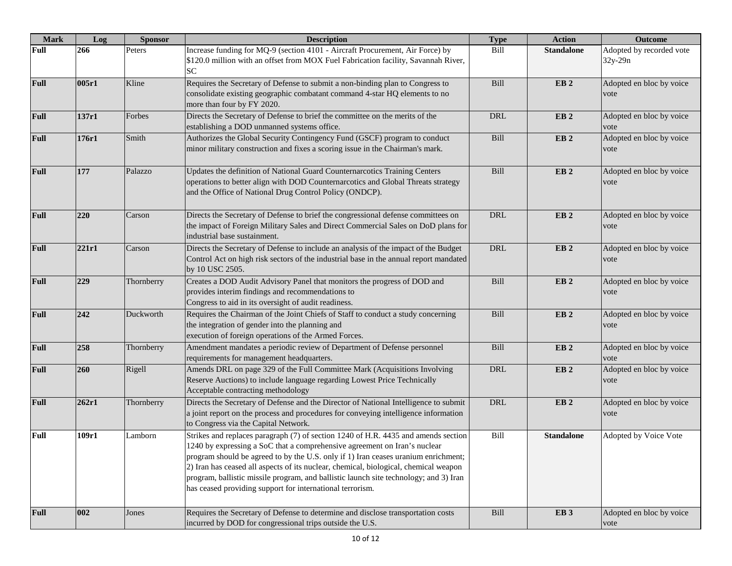| Mark | Log | Sponsor | Description | Type | Action | Outcome |
|---|---|---|---|---|---|---|
| Full | 266 | Peters | Increase funding for MQ-9 (section 4101 - Aircraft Procurement, Air Force) by $120.0 million with an offset from MOX Fuel Fabrication facility, Savannah River, SC | Bill | Standalone | Adopted by recorded vote 32y-29n |
| Full | 005r1 | Kline | Requires the Secretary of Defense to submit a non-binding plan to Congress to consolidate existing geographic combatant command 4-star HQ elements to no more than four by FY 2020. | Bill | EB 2 | Adopted en bloc by voice vote |
| Full | 137r1 | Forbes | Directs the Secretary of Defense to brief the committee on the merits of the establishing a DOD unmanned systems office. | DRL | EB 2 | Adopted en bloc by voice vote |
| Full | 176r1 | Smith | Authorizes the Global Security Contingency Fund (GSCF) program to conduct minor military construction and fixes a scoring issue in the Chairman's mark. | Bill | EB 2 | Adopted en bloc by voice vote |
| Full | 177 | Palazzo | Updates the definition of National Guard Counternarcotics Training Centers operations to better align with DOD Counternarcotics and Global Threats strategy and the Office of National Drug Control Policy (ONDCP). | Bill | EB 2 | Adopted en bloc by voice vote |
| Full | 220 | Carson | Directs the Secretary of Defense to brief the congressional defense committees on the impact of Foreign Military Sales and Direct Commercial Sales on DoD plans for industrial base sustainment. | DRL | EB 2 | Adopted en bloc by voice vote |
| Full | 221r1 | Carson | Directs the Secretary of Defense to include an analysis of the impact of the Budget Control Act on high risk sectors of the industrial base in the annual report mandated by 10 USC 2505. | DRL | EB 2 | Adopted en bloc by voice vote |
| Full | 229 | Thornberry | Creates a DOD Audit Advisory Panel that monitors the progress of DOD and provides interim findings and recommendations to Congress to aid in its oversight of audit readiness. | Bill | EB 2 | Adopted en bloc by voice vote |
| Full | 242 | Duckworth | Requires the Chairman of the Joint Chiefs of Staff to conduct a study concerning the integration of gender into the planning and execution of foreign operations of the Armed Forces. | Bill | EB 2 | Adopted en bloc by voice vote |
| Full | 258 | Thornberry | Amendment mandates a periodic review of Department of Defense personnel requirements for management headquarters. | Bill | EB 2 | Adopted en bloc by voice vote |
| Full | 260 | Rigell | Amends DRL on page 329 of the Full Committee Mark (Acquisitions Involving Reserve Auctions) to include language regarding Lowest Price Technically Acceptable contracting methodology | DRL | EB 2 | Adopted en bloc by voice vote |
| Full | 262r1 | Thornberry | Directs the Secretary of Defense and the Director of National Intelligence to submit a joint report on the process and procedures for conveying intelligence information to Congress via the Capital Network. | DRL | EB 2 | Adopted en bloc by voice vote |
| Full | 109r1 | Lamborn | Strikes and replaces paragraph (7) of section 1240 of H.R. 4435 and amends section 1240 by expressing a SoC that a comprehensive agreement on Iran's nuclear program should be agreed to by the U.S. only if 1) Iran ceases uranium enrichment; 2) Iran has ceased all aspects of its nuclear, chemical, biological, chemical weapon program, ballistic missile program, and ballistic launch site technology; and 3) Iran has ceased providing support for international terrorism. | Bill | Standalone | Adopted by Voice Vote |
| Full | 002 | Jones | Requires the Secretary of Defense to determine and disclose transportation costs incurred by DOD for congressional trips outside the U.S. | Bill | EB 3 | Adopted en bloc by voice vote |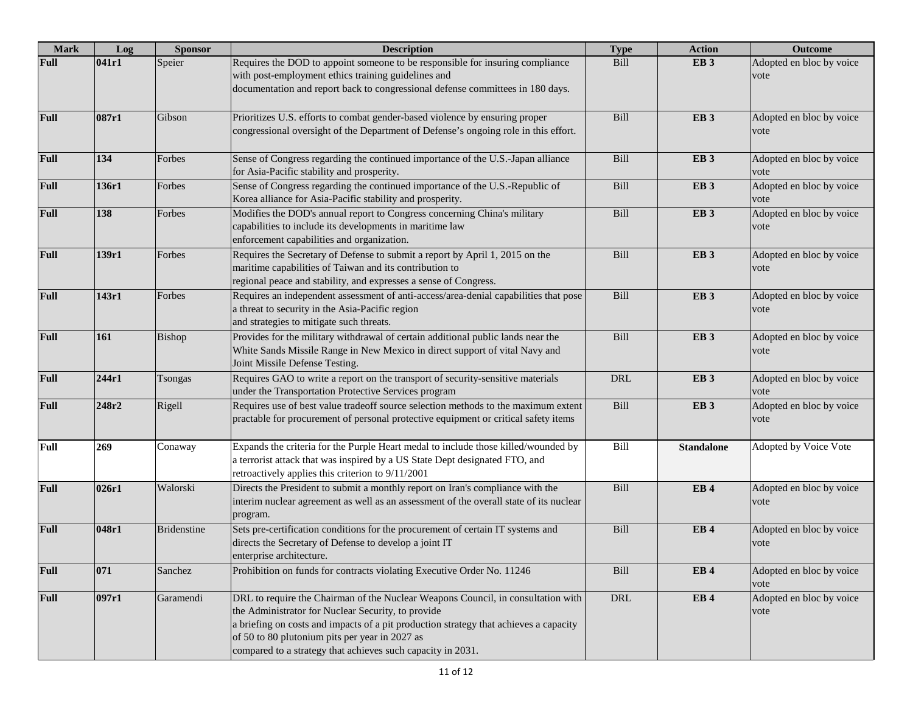| Mark | Log | Sponsor | Description | Type | Action | Outcome |
|---|---|---|---|---|---|---|
| **Full** | **041r1** | Speier | Requires the DOD to appoint someone to be responsible for insuring compliance with post-employment ethics training guidelines and documentation and report back to congressional defense committees in 180 days. | Bill | **EB 3** | Adopted en bloc by voice vote |
| **Full** | **087r1** | Gibson | Prioritizes U.S. efforts to combat gender-based violence by ensuring proper congressional oversight of the Department of Defense's ongoing role in this effort. | Bill | **EB 3** | Adopted en bloc by voice vote |
| **Full** | **134** | Forbes | Sense of Congress regarding the continued importance of the U.S.-Japan alliance for Asia-Pacific stability and prosperity. | Bill | **EB 3** | Adopted en bloc by voice vote |
| **Full** | **136r1** | Forbes | Sense of Congress regarding the continued importance of the U.S.-Republic of Korea alliance for Asia-Pacific stability and prosperity. | Bill | **EB 3** | Adopted en bloc by voice vote |
| **Full** | **138** | Forbes | Modifies the DOD's annual report to Congress concerning China's military capabilities to include its developments in maritime law enforcement capabilities and organization. | Bill | **EB 3** | Adopted en bloc by voice vote |
| **Full** | **139r1** | Forbes | Requires the Secretary of Defense to submit a report by April 1, 2015 on the maritime capabilities of Taiwan and its contribution to regional peace and stability, and expresses a sense of Congress. | Bill | **EB 3** | Adopted en bloc by voice vote |
| **Full** | **143r1** | Forbes | Requires an independent assessment of anti-access/area-denial capabilities that pose a threat to security in the Asia-Pacific region and strategies to mitigate such threats. | Bill | **EB 3** | Adopted en bloc by voice vote |
| **Full** | **161** | Bishop | Provides for the military withdrawal of certain additional public lands near the White Sands Missile Range in New Mexico in direct support of vital Navy and Joint Missile Defense Testing. | Bill | **EB 3** | Adopted en bloc by voice vote |
| **Full** | **244r1** | Tsongas | Requires GAO to write a report on the transport of security-sensitive materials under the Transportation Protective Services program | DRL | **EB 3** | Adopted en bloc by voice vote |
| **Full** | **248r2** | Rigell | Requires use of best value tradeoff source selection methods to the maximum extent practable for procurement of personal protective equipment or critical safety items | Bill | **EB 3** | Adopted en bloc by voice vote |
| **Full** | **269** | Conaway | Expands the criteria for the Purple Heart medal to include those killed/wounded by a terrorist attack that was inspired by a US State Dept designated FTO, and retroactively applies this criterion to 9/11/2001 | Bill | **Standalone** | Adopted by Voice Vote |
| **Full** | **026r1** | Walorski | Directs the President to submit a monthly report on Iran's compliance with the interim nuclear agreement as well as an assessment of the overall state of its nuclear program. | Bill | **EB 4** | Adopted en bloc by voice vote |
| **Full** | **048r1** | Bridenstine | Sets pre-certification conditions for the procurement of certain IT systems and directs the Secretary of Defense to develop a joint IT enterprise architecture. | Bill | **EB 4** | Adopted en bloc by voice vote |
| **Full** | **071** | Sanchez | Prohibition on funds for contracts violating Executive Order No. 11246 | Bill | **EB 4** | Adopted en bloc by voice vote |
| **Full** | **097r1** | Garamendi | DRL to require the Chairman of the Nuclear Weapons Council, in consultation with the Administrator for Nuclear Security, to provide a briefing on costs and impacts of a pit production strategy that achieves a capacity of 50 to 80 plutonium pits per year in 2027 as compared to a strategy that achieves such capacity in 2031. | DRL | **EB 4** | Adopted en bloc by voice vote |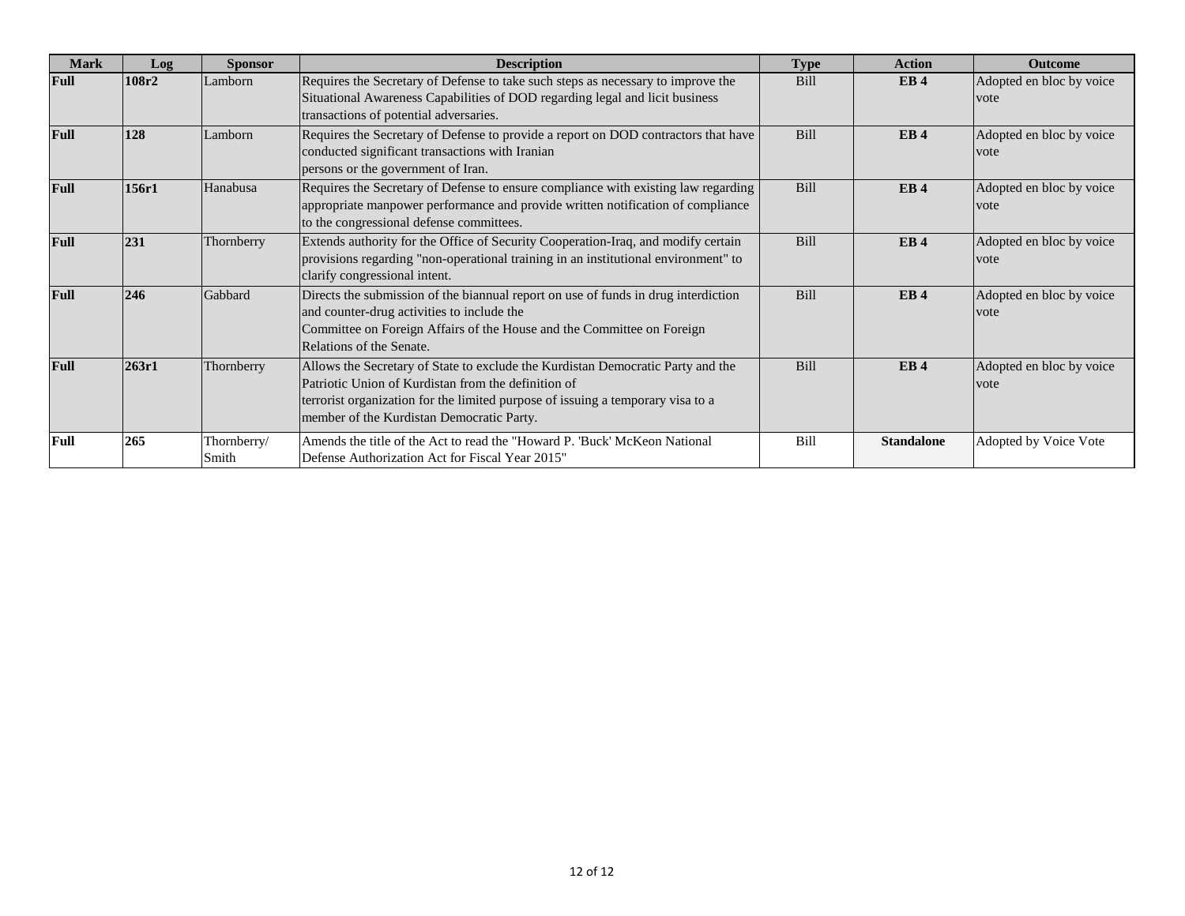| Mark | Log | Sponsor | Description | Type | Action | Outcome |
|---|---|---|---|---|---|---|
| **Full** | **108r2** | Lamborn | Requires the Secretary of Defense to take such steps as necessary to improve the Situational Awareness Capabilities of DOD regarding legal and licit business transactions of potential adversaries. | Bill | **EB 4** | Adopted en bloc by voice vote |
| **Full** | **128** | Lamborn | Requires the Secretary of Defense to provide a report on DOD contractors that have conducted significant transactions with Iranian persons or the government of Iran. | Bill | **EB 4** | Adopted en bloc by voice vote |
| **Full** | **156r1** | Hanabusa | Requires the Secretary of Defense to ensure compliance with existing law regarding appropriate manpower performance and provide written notification of compliance to the congressional defense committees. | Bill | **EB 4** | Adopted en bloc by voice vote |
| **Full** | **231** | Thornberry | Extends authority for the Office of Security Cooperation-Iraq, and modify certain provisions regarding "non-operational training in an institutional environment" to clarify congressional intent. | Bill | **EB 4** | Adopted en bloc by voice vote |
| **Full** | **246** | Gabbard | Directs the submission of the biannual report on use of funds in drug interdiction and counter-drug activities to include the Committee on Foreign Affairs of the House and the Committee on Foreign Relations of the Senate. | Bill | **EB 4** | Adopted en bloc by voice vote |
| **Full** | **263r1** | Thornberry | Allows the Secretary of State to exclude the Kurdistan Democratic Party and the Patriotic Union of Kurdistan from the definition of terrorist organization for the limited purpose of issuing a temporary visa to a member of the Kurdistan Democratic Party. | Bill | **EB 4** | Adopted en bloc by voice vote |
| **Full** | **265** | Thornberry/ Smith | Amends the title of the Act to read the "Howard P. 'Buck' McKeon National Defense Authorization Act for Fiscal Year 2015" | Bill | **Standalone** | Adopted by Voice Vote |